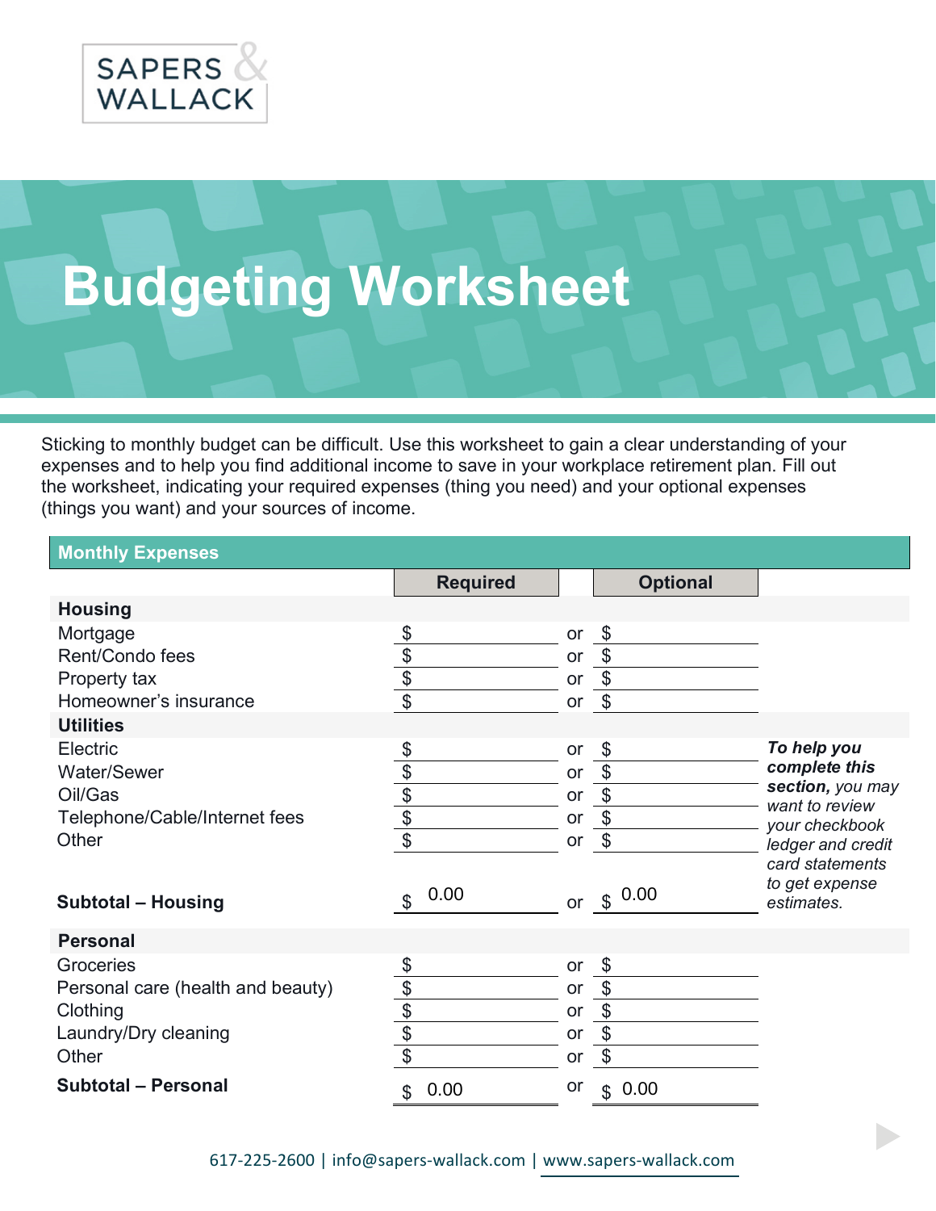SAPERS & WALLACK

# Budgeting Worksheet

Sticking to monthly budget can be difficult. Use this worksheet to gain a clear understanding of your expenses and to help you find additional income to save in your workplace retirement plan. Fill out the worksheet, indicating your required expenses (thing you need) and your optional expenses (things you want) and your sources of income.

## Monthly Expenses

| | Required | | Optional | |
|---|---|---|---|---|
| **Housing** | | | | |
| Mortgage | $ | or | $ | |
| Rent/Condo fees | $ | or | $ | |
| Property tax | $ | or | $ | |
| Homeowner's insurance | $ | or | $ | |
| **Utilities** | | | | |
| Electric | $ | or | $ | ***To help you complete this section,*** *you may want to review your checkbook ledger and credit card statements to get expense estimates.* |
| Water/Sewer | $ | or | $ | |
| Oil/Gas | $ | or | $ | |
| Telephone/Cable/Internet fees | $ | or | $ | |
| Other | $ | or | $ | |
| **Subtotal – Housing** | $ 0.00 | or | $ 0.00 | |
| **Personal** | | | | |
| Groceries | $ | or | $ | |
| Personal care (health and beauty) | $ | or | $ | |
| Clothing | $ | or | $ | |
| Laundry/Dry cleaning | $ | or | $ | |
| Other | $ | or | $ | |
| **Subtotal – Personal** | $ 0.00 | or | $ 0.00 | |

617-225-2600 | info@sapers-wallack.com | www.sapers-wallack.com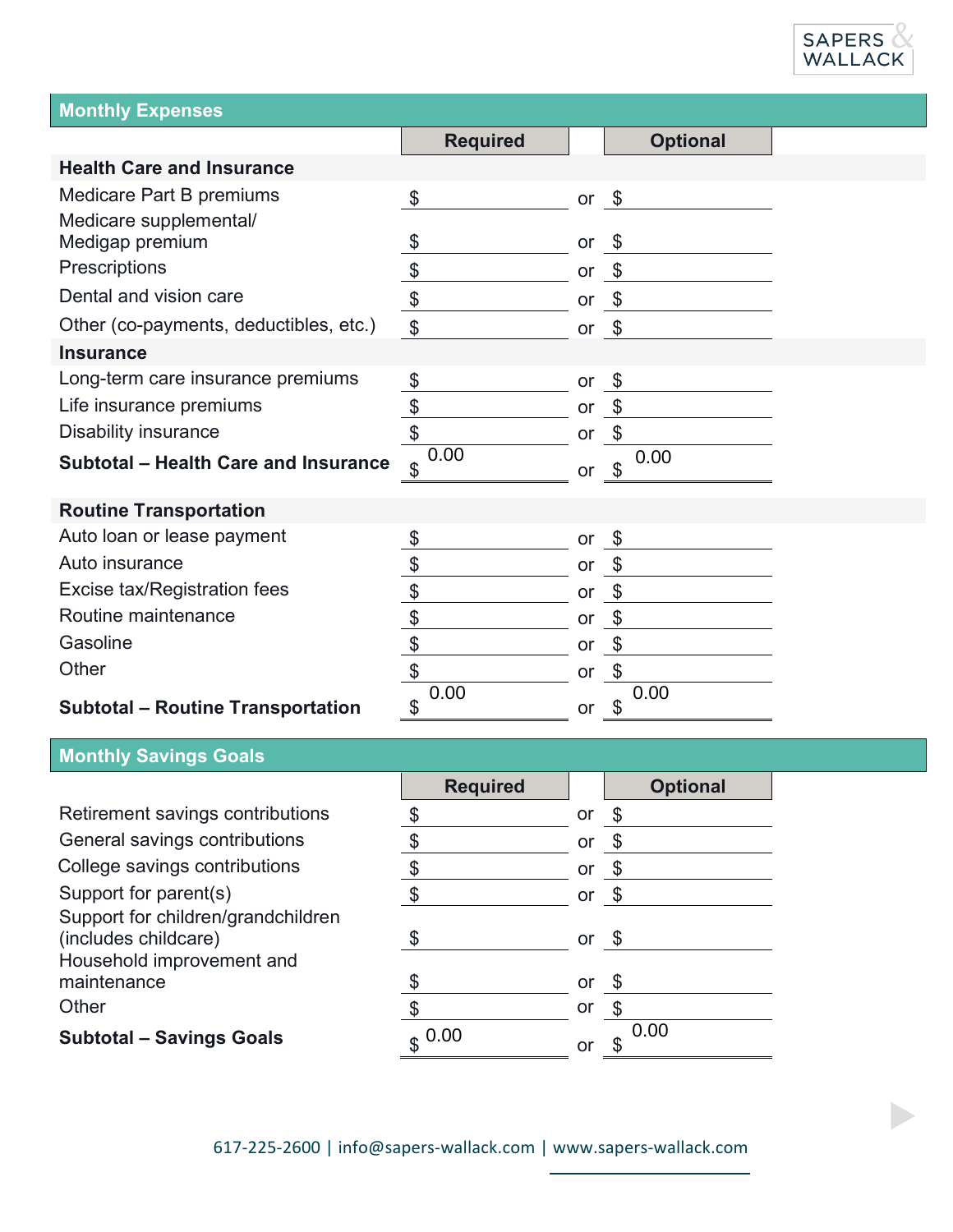## Monthly Expenses

| | Required | | Optional |
|---|---|---|---|
| **Health Care and Insurance** | | | |
| Medicare Part B premiums | $ | or | $ |
| Medicare supplemental/ Medigap premium | $ | or | $ |
| Prescriptions | $ | or | $ |
| Dental and vision care | $ | or | $ |
| Other (co-payments, deductibles, etc.) | $ | or | $ |
| **Insurance** | | | |
| Long-term care insurance premiums | $ | or | $ |
| Life insurance premiums | $ | or | $ |
| Disability insurance | $ | or | $ |
| **Subtotal – Health Care and Insurance** | $ 0.00 | or | $ 0.00 |
| **Routine Transportation** | | | |
| Auto loan or lease payment | $ | or | $ |
| Auto insurance | $ | or | $ |
| Excise tax/Registration fees | $ | or | $ |
| Routine maintenance | $ | or | $ |
| Gasoline | $ | or | $ |
| Other | $ | or | $ |
| **Subtotal – Routine Transportation** | $ 0.00 | or | $ 0.00 |

## Monthly Savings Goals

| | Required | | Optional |
|---|---|---|---|
| Retirement savings contributions | $ | or | $ |
| General savings contributions | $ | or | $ |
| College savings contributions | $ | or | $ |
| Support for parent(s) | $ | or | $ |
| Support for children/grandchildren (includes childcare) | $ | or | $ |
| Household improvement and maintenance | $ | or | $ |
| Other | $ | or | $ |
| **Subtotal – Savings Goals** | $ 0.00 | or | $ 0.00 |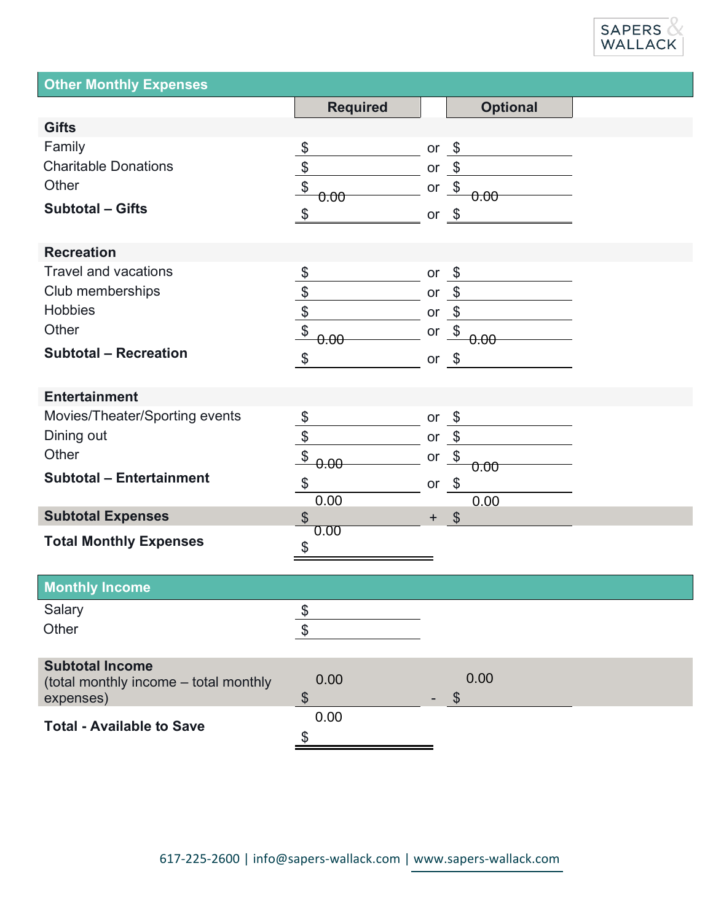## Other Monthly Expenses

| | Required | | Optional |
|---|---|---|---|
| **Gifts** | | | |
| Family | $ | or | $ |
| Charitable Donations | $ | or | $ |
| Other | $ 0.00 | or | $ 0.00 |
| **Subtotal – Gifts** | $ | or | $ |
| **Recreation** | | | |
| Travel and vacations | $ | or | $ |
| Club memberships | $ | or | $ |
| Hobbies | $ | or | $ |
| Other | $ 0.00 | or | $ 0.00 |
| **Subtotal – Recreation** | $ | or | $ |
| **Entertainment** | | | |
| Movies/Theater/Sporting events | $ | or | $ |
| Dining out | $ | or | $ |
| Other | $ 0.00 | or | $ 0.00 |
| **Subtotal – Entertainment** | $ 0.00 | or | $ 0.00 |
| **Subtotal Expenses** | $ 0.00 | + | $ |
| **Total Monthly Expenses** | $ | | |

## Monthly Income

| | | | |
|---|---|---|---|
| Salary | $ | | |
| Other | $ | | |
| **Subtotal Income** (total monthly income – total monthly expenses) | 0.00 $ | - | 0.00 $ |
| **Total - Available to Save** | 0.00 $ | | |